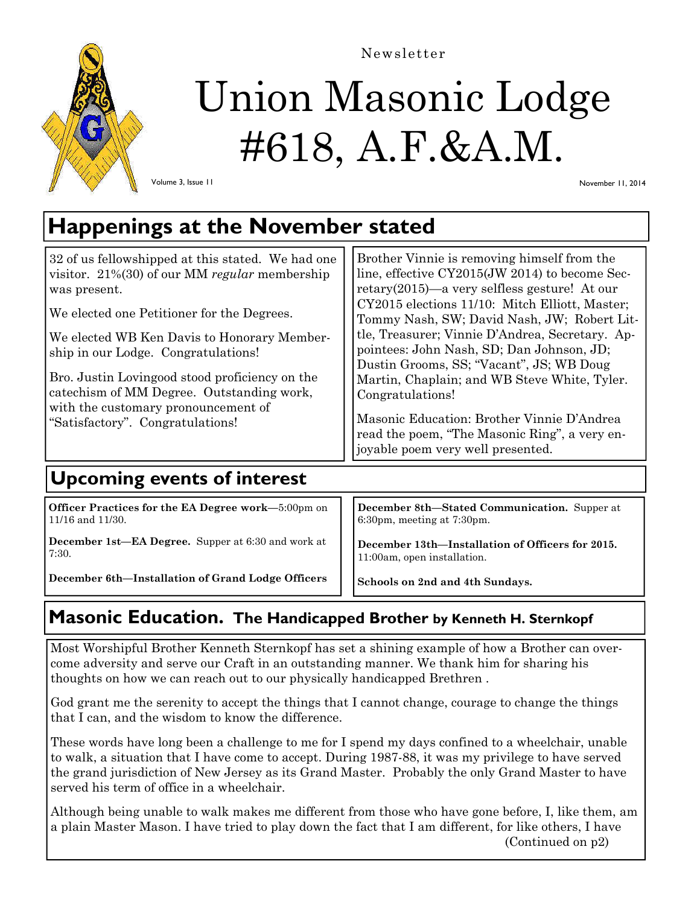Newsletter

# Union Masonic Lodge #618, A.F.&A.M.

Volume 3, Issue 11

November 11, 2014

## Happenings at the November stated

32 of us fellowshipped at this stated. We had one visitor. 21%(30) of our MM *regular* membership was present.

We elected one Petitioner for the Degrees.

We elected WB Ken Davis to Honorary Membership in our Lodge. Congratulations!

Bro. Justin Lovingood stood proficiency on the catechism of MM Degree. Outstanding work, with the customary pronouncement of "Satisfactory". Congratulations!

Brother Vinnie is removing himself from the line, effective CY2015(JW 2014) to become Secretary(2015)—a very selfless gesture! At our CY2015 elections 11/10: Mitch Elliott, Master; Tommy Nash, SW; David Nash, JW; Robert Little, Treasurer; Vinnie D'Andrea, Secretary. Appointees: John Nash, SD; Dan Johnson, JD; Dustin Grooms, SS; "Vacant", JS; WB Doug Martin, Chaplain; and WB Steve White, Tyler. Congratulations!

Masonic Education: Brother Vinnie D'Andrea read the poem, "The Masonic Ring", a very enjoyable poem very well presented.

## Upcoming events of interest

**Officer Practices for the EA Degree work**—5:00pm on 11/16 and 11/30.

**December 1st—EA Degree.** Supper at 6:30 and work at 7:30.

**December 6th—Installation of Grand Lodge Officers**

**December 8th—Stated Communication.** Supper at 6:30pm, meeting at 7:30pm.

**December 13th—Installation of Officers for 2015.** 11:00am, open installation.

**Schools on 2nd and 4th Sundays.**

## Masonic Education. The Handicapped Brother by Kenneth H. Sternkopf

Most Worshipful Brother Kenneth Sternkopf has set a shining example of how a Brother can overcome adversity and serve our Craft in an outstanding manner. We thank him for sharing his thoughts on how we can reach out to our physically handicapped Brethren .

God grant me the serenity to accept the things that I cannot change, courage to change the things that I can, and the wisdom to know the difference.

These words have long been a challenge to me for I spend my days confined to a wheelchair, unable to walk, a situation that I have come to accept. During 1987-88, it was my privilege to have served the grand jurisdiction of New Jersey as its Grand Master. Probably the only Grand Master to have served his term of office in a wheelchair.

Although being unable to walk makes me different from those who have gone before, I, like them, am a plain Master Mason. I have tried to play down the fact that I am different, for like others, I have

(Continued on p2)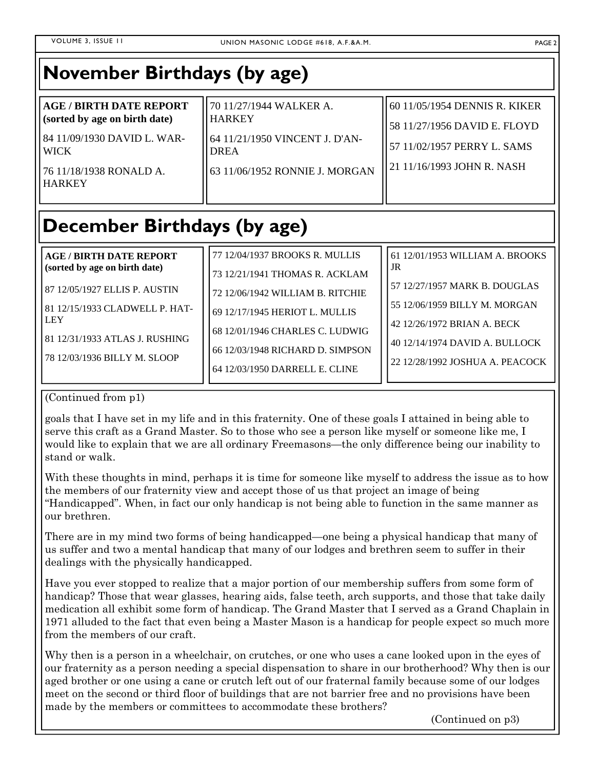# November Birthdays (by age)

**AGE / BIRTH DATE REPORT (sorted by age on birth date)**

84 11/09/1930 DAVID L. WARWICK

76 11/18/1938 RONALD A. HARKEY

70 11/27/1944 WALKER A. HARKEY

64 11/21/1950 VINCENT J. D'ANDREA

63 11/06/1952 RONNIE J. MORGAN

60 11/05/1954 DENNIS R. KIKER

58 11/27/1956 DAVID E. FLOYD

57 11/02/1957 PERRY L. SAMS

21 11/16/1993 JOHN R. NASH

# December Birthdays (by age)

**AGE / BIRTH DATE REPORT (sorted by age on birth date)**

87 12/05/1927 ELLIS P. AUSTIN

81 12/15/1933 CLADWELL P. HATLEY

81 12/31/1933 ATLAS J. RUSHING

78 12/03/1936 BILLY M. SLOOP

77 12/04/1937 BROOKS R. MULLIS

73 12/21/1941 THOMAS R. ACKLAM

72 12/06/1942 WILLIAM B. RITCHIE

69 12/17/1945 HERIOT L. MULLIS

68 12/01/1946 CHARLES C. LUDWIG

66 12/03/1948 RICHARD D. SIMPSON

64 12/03/1950 DARRELL E. CLINE

61 12/01/1953 WILLIAM A. BROOKS JR

57 12/27/1957 MARK B. DOUGLAS

55 12/06/1959 BILLY M. MORGAN

42 12/26/1972 BRIAN A. BECK

40 12/14/1974 DAVID A. BULLOCK

22 12/28/1992 JOSHUA A. PEACOCK

(Continued from p1)

goals that I have set in my life and in this fraternity. One of these goals I attained in being able to serve this craft as a Grand Master. So to those who see a person like myself or someone like me, I would like to explain that we are all ordinary Freemasons—the only difference being our inability to stand or walk.

With these thoughts in mind, perhaps it is time for someone like myself to address the issue as to how the members of our fraternity view and accept those of us that project an image of being "Handicapped". When, in fact our only handicap is not being able to function in the same manner as our brethren.

There are in my mind two forms of being handicapped—one being a physical handicap that many of us suffer and two a mental handicap that many of our lodges and brethren seem to suffer in their dealings with the physically handicapped.

Have you ever stopped to realize that a major portion of our membership suffers from some form of handicap? Those that wear glasses, hearing aids, false teeth, arch supports, and those that take daily medication all exhibit some form of handicap. The Grand Master that I served as a Grand Chaplain in 1971 alluded to the fact that even being a Master Mason is a handicap for people expect so much more from the members of our craft.

Why then is a person in a wheelchair, on crutches, or one who uses a cane looked upon in the eyes of our fraternity as a person needing a special dispensation to share in our brotherhood? Why then is our aged brother or one using a cane or crutch left out of our fraternal family because some of our lodges meet on the second or third floor of buildings that are not barrier free and no provisions have been made by the members or committees to accommodate these brothers?

(Continued on p3)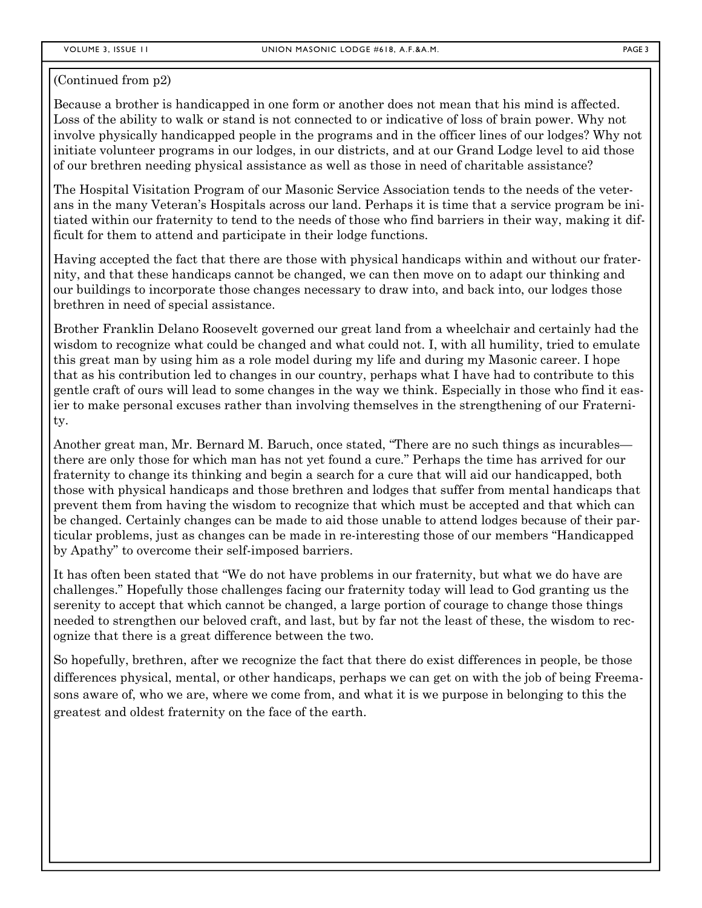(Continued from p2)

Because a brother is handicapped in one form or another does not mean that his mind is affected. Loss of the ability to walk or stand is not connected to or indicative of loss of brain power. Why not involve physically handicapped people in the programs and in the officer lines of our lodges? Why not initiate volunteer programs in our lodges, in our districts, and at our Grand Lodge level to aid those of our brethren needing physical assistance as well as those in need of charitable assistance?

The Hospital Visitation Program of our Masonic Service Association tends to the needs of the veterans in the many Veteran's Hospitals across our land. Perhaps it is time that a service program be initiated within our fraternity to tend to the needs of those who find barriers in their way, making it difficult for them to attend and participate in their lodge functions.

Having accepted the fact that there are those with physical handicaps within and without our fraternity, and that these handicaps cannot be changed, we can then move on to adapt our thinking and our buildings to incorporate those changes necessary to draw into, and back into, our lodges those brethren in need of special assistance.

Brother Franklin Delano Roosevelt governed our great land from a wheelchair and certainly had the wisdom to recognize what could be changed and what could not. I, with all humility, tried to emulate this great man by using him as a role model during my life and during my Masonic career. I hope that as his contribution led to changes in our country, perhaps what I have had to contribute to this gentle craft of ours will lead to some changes in the way we think. Especially in those who find it easier to make personal excuses rather than involving themselves in the strengthening of our Fraternity.

Another great man, Mr. Bernard M. Baruch, once stated, "There are no such things as incurables—there are only those for which man has not yet found a cure." Perhaps the time has arrived for our fraternity to change its thinking and begin a search for a cure that will aid our handicapped, both those with physical handicaps and those brethren and lodges that suffer from mental handicaps that prevent them from having the wisdom to recognize that which must be accepted and that which can be changed. Certainly changes can be made to aid those unable to attend lodges because of their particular problems, just as changes can be made in re-interesting those of our members "Handicapped by Apathy" to overcome their self-imposed barriers.

It has often been stated that "We do not have problems in our fraternity, but what we do have are challenges." Hopefully those challenges facing our fraternity today will lead to God granting us the serenity to accept that which cannot be changed, a large portion of courage to change those things needed to strengthen our beloved craft, and last, but by far not the least of these, the wisdom to recognize that there is a great difference between the two.

So hopefully, brethren, after we recognize the fact that there do exist differences in people, be those differences physical, mental, or other handicaps, perhaps we can get on with the job of being Freemasons aware of, who we are, where we come from, and what it is we purpose in belonging to this the greatest and oldest fraternity on the face of the earth.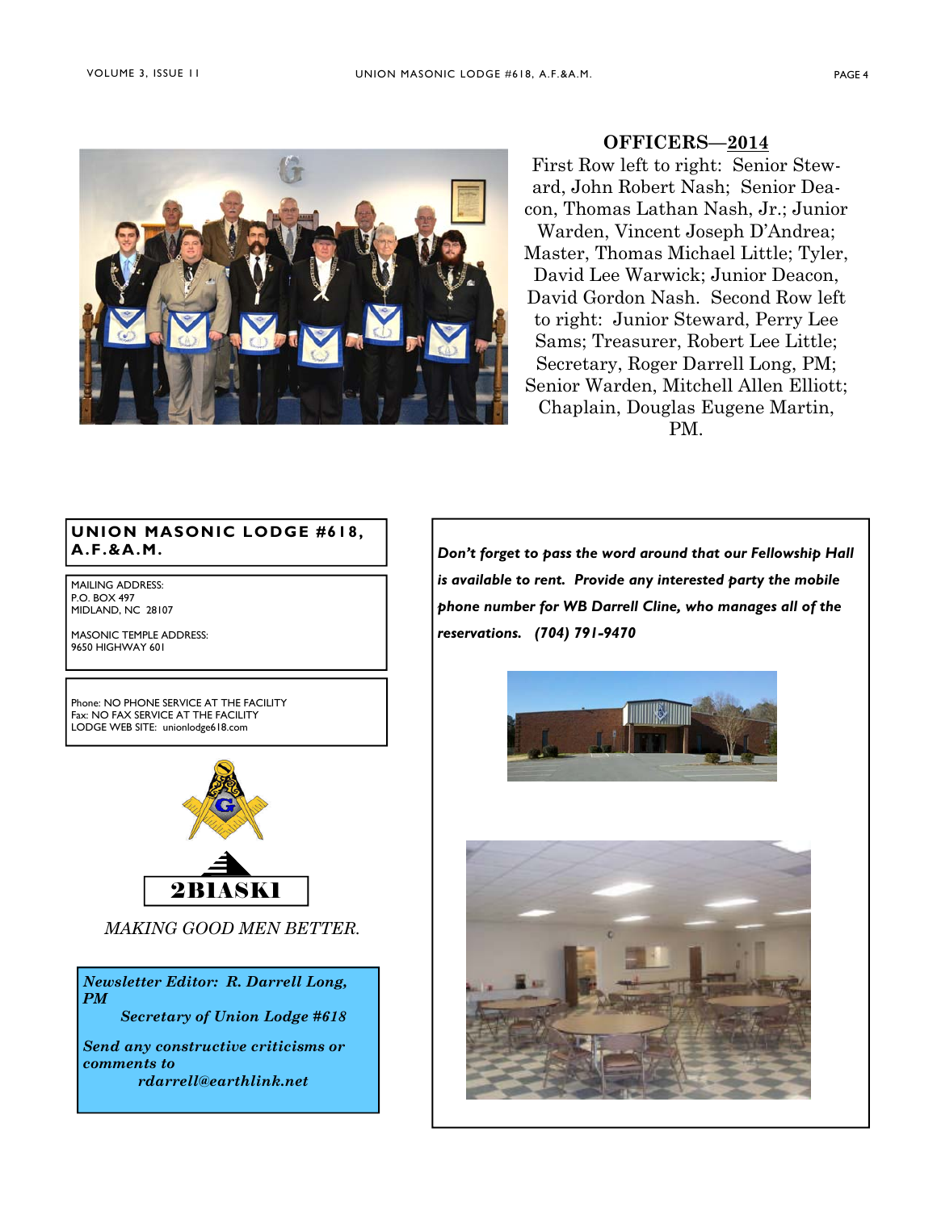## OFFICERS—2014

First Row left to right: Senior Steward, John Robert Nash; Senior Deacon, Thomas Lathan Nash, Jr.; Junior Warden, Vincent Joseph D'Andrea; Master, Thomas Michael Little; Tyler, David Lee Warwick; Junior Deacon, David Gordon Nash. Second Row left to right: Junior Steward, Perry Lee Sams; Treasurer, Robert Lee Little; Secretary, Roger Darrell Long, PM; Senior Warden, Mitchell Allen Elliott; Chaplain, Douglas Eugene Martin, PM.

**UNION MASONIC LODGE #618, A.F.&A.M.**

MAILING ADDRESS:
P.O. BOX 497
MIDLAND, NC 28107

MASONIC TEMPLE ADDRESS:
9650 HIGHWAY 601

Phone: NO PHONE SERVICE AT THE FACILITY
Fax: NO FAX SERVICE AT THE FACILITY
LODGE WEB SITE: unionlodge618.com

2B1ASK1

*MAKING GOOD MEN BETTER.*

***Newsletter Editor: R. Darrell Long, PM***
***Secretary of Union Lodge #618***

***Send any constructive criticisms or comments to rdarrell@earthlink.net***

***Don't forget to pass the word around that our Fellowship Hall is available to rent. Provide any interested party the mobile phone number for WB Darrell Cline, who manages all of the reservations. (704) 791-9470***